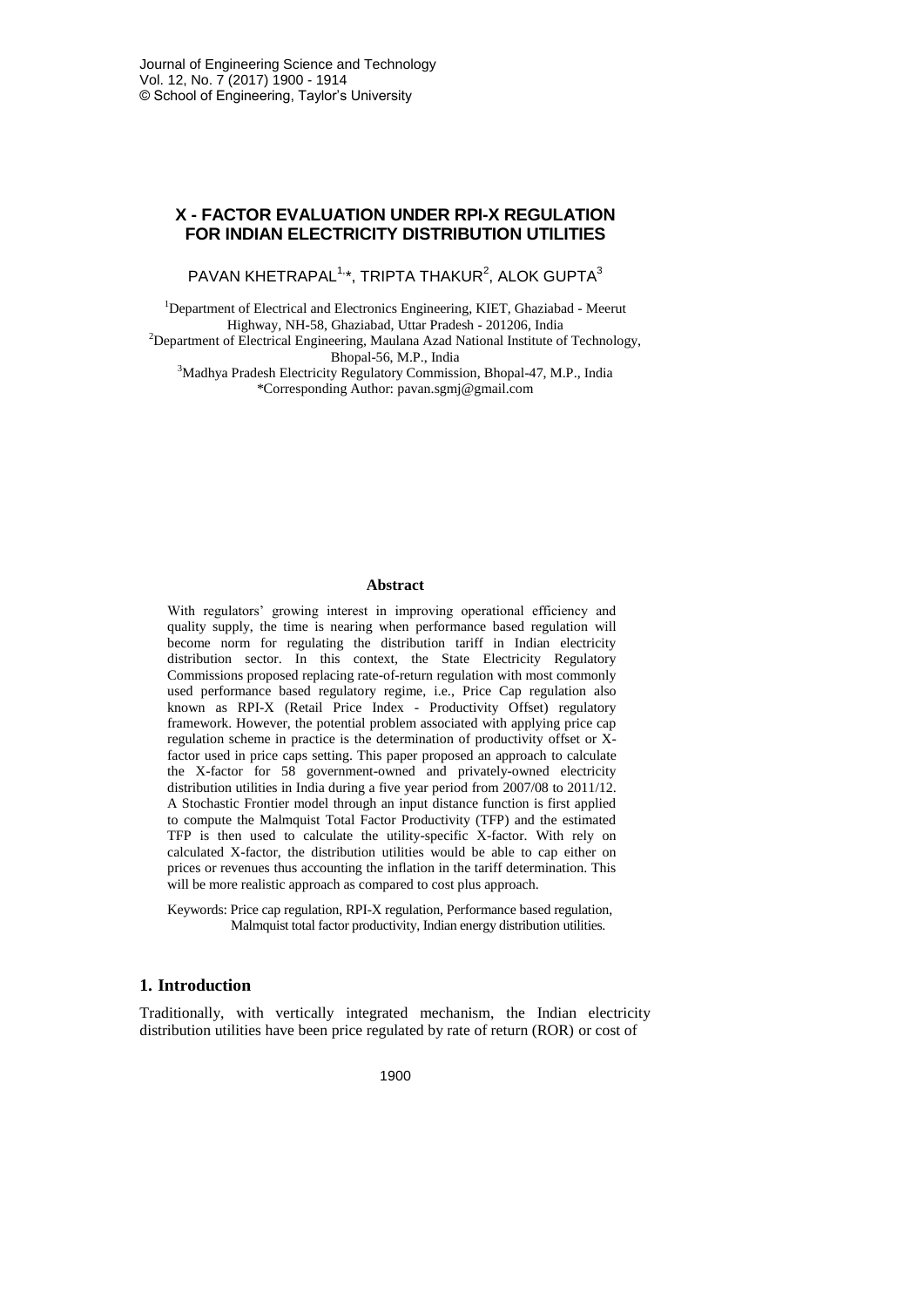# X - FACTOR EVALUATION UNDER RPI-X REGULATION FOR INDIAN ELECTRICITY DISTRIBUTION UTILITIES

PAVAN KHETRAPAL[1,*], TRIPTA THAKUR[2], ALOK GUPTA[3]

[1]Department of Electrical and Electronics Engineering, KIET, Ghaziabad - Meerut Highway, NH-58, Ghaziabad, Uttar Pradesh - 201206, India
[2]Department of Electrical Engineering, Maulana Azad National Institute of Technology, Bhopal-56, M.P., India
[3]Madhya Pradesh Electricity Regulatory Commission, Bhopal-47, M.P., India
*Corresponding Author: pavan.sgmj@gmail.com

## Abstract

With regulators' growing interest in improving operational efficiency and quality supply, the time is nearing when performance based regulation will become norm for regulating the distribution tariff in Indian electricity distribution sector. In this context, the State Electricity Regulatory Commissions proposed replacing rate-of-return regulation with most commonly used performance based regulatory regime, i.e., Price Cap regulation also known as RPI-X (Retail Price Index - Productivity Offset) regulatory framework. However, the potential problem associated with applying price cap regulation scheme in practice is the determination of productivity offset or X-factor used in price caps setting. This paper proposed an approach to calculate the X-factor for 58 government-owned and privately-owned electricity distribution utilities in India during a five year period from 2007/08 to 2011/12. A Stochastic Frontier model through an input distance function is first applied to compute the Malmquist Total Factor Productivity (TFP) and the estimated TFP is then used to calculate the utility-specific X-factor. With rely on calculated X-factor, the distribution utilities would be able to cap either on prices or revenues thus accounting the inflation in the tariff determination. This will be more realistic approach as compared to cost plus approach.

Keywords: Price cap regulation, RPI-X regulation, Performance based regulation, Malmquist total factor productivity, Indian energy distribution utilities.

## 1. Introduction

Traditionally, with vertically integrated mechanism, the Indian electricity distribution utilities have been price regulated by rate of return (ROR) or cost of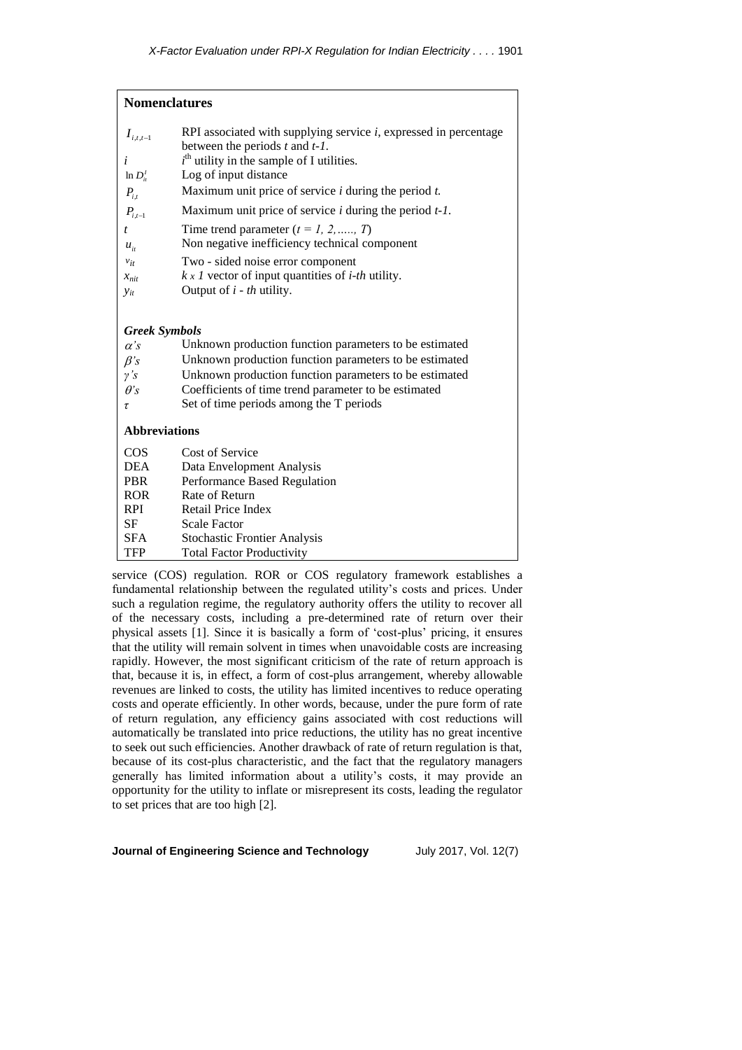## Nomenclatures

| | |
|---|---|
| $I_{i,t,t-1}$ | RPI associated with supplying service $i$, expressed in percentage between the periods $t$ and $t$-$1$. |
| $i$ | $i^{th}$ utility in the sample of I utilities. |
| $\ln D_{it}^{I}$ | Log of input distance |
| $P_{i,t}$ | Maximum unit price of service $i$ during the period $t$. |
| $P_{i,t-1}$ | Maximum unit price of service $i$ during the period $t$-$1$. |
| $t$ | Time trend parameter ($t = 1, 2, \ldots\ldots, T$) |
| $u_{it}$ | Non negative inefficiency technical component |
| $v_{it}$ | Two - sided noise error component |
| $x_{nit}$ | $k \times 1$ vector of input quantities of $i$-$th$ utility. |
| $y_{it}$ | Output of $i$ - $th$ utility. |

### *Greek Symbols*

| | |
|---|---|
| $\alpha$'s | Unknown production function parameters to be estimated |
| $\beta$'s | Unknown production function parameters to be estimated |
| $\gamma$'s | Unknown production function parameters to be estimated |
| $\theta$'s | Coefficients of time trend parameter to be estimated |
| $\tau$ | Set of time periods among the T periods |

### Abbreviations

| | |
|---|---|
| COS | Cost of Service |
| DEA | Data Envelopment Analysis |
| PBR | Performance Based Regulation |
| ROR | Rate of Return |
| RPI | Retail Price Index |
| SF | Scale Factor |
| SFA | Stochastic Frontier Analysis |
| TFP | Total Factor Productivity |

service (COS) regulation. ROR or COS regulatory framework establishes a fundamental relationship between the regulated utility's costs and prices. Under such a regulation regime, the regulatory authority offers the utility to recover all of the necessary costs, including a pre-determined rate of return over their physical assets [1]. Since it is basically a form of 'cost-plus' pricing, it ensures that the utility will remain solvent in times when unavoidable costs are increasing rapidly. However, the most significant criticism of the rate of return approach is that, because it is, in effect, a form of cost-plus arrangement, whereby allowable revenues are linked to costs, the utility has limited incentives to reduce operating costs and operate efficiently. In other words, because, under the pure form of rate of return regulation, any efficiency gains associated with cost reductions will automatically be translated into price reductions, the utility has no great incentive to seek out such efficiencies. Another drawback of rate of return regulation is that, because of its cost-plus characteristic, and the fact that the regulatory managers generally has limited information about a utility's costs, it may provide an opportunity for the utility to inflate or misrepresent its costs, leading the regulator to set prices that are too high [2].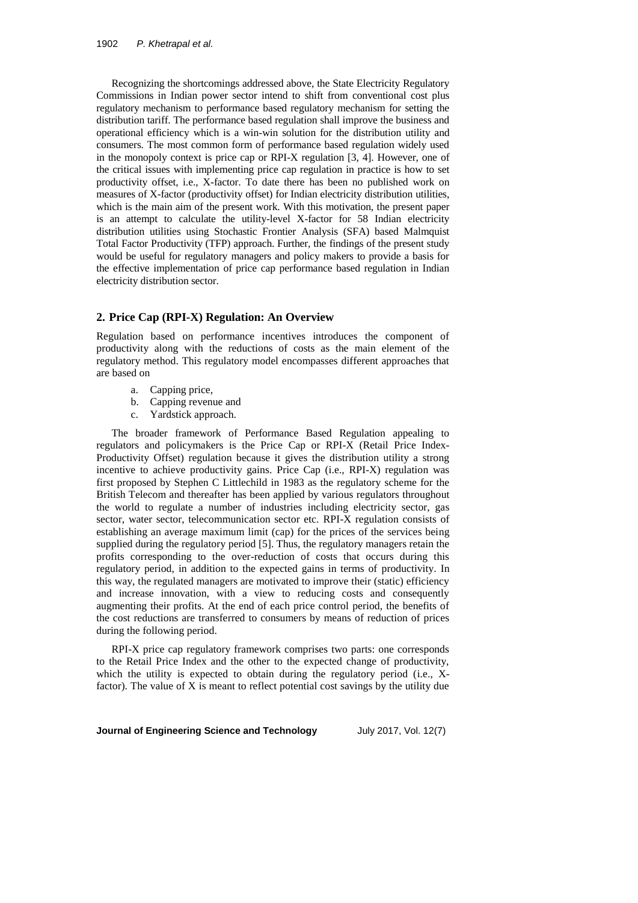Recognizing the shortcomings addressed above, the State Electricity Regulatory Commissions in Indian power sector intend to shift from conventional cost plus regulatory mechanism to performance based regulatory mechanism for setting the distribution tariff. The performance based regulation shall improve the business and operational efficiency which is a win-win solution for the distribution utility and consumers. The most common form of performance based regulation widely used in the monopoly context is price cap or RPI-X regulation [3, 4]. However, one of the critical issues with implementing price cap regulation in practice is how to set productivity offset, i.e., X-factor. To date there has been no published work on measures of X-factor (productivity offset) for Indian electricity distribution utilities, which is the main aim of the present work. With this motivation, the present paper is an attempt to calculate the utility-level X-factor for 58 Indian electricity distribution utilities using Stochastic Frontier Analysis (SFA) based Malmquist Total Factor Productivity (TFP) approach. Further, the findings of the present study would be useful for regulatory managers and policy makers to provide a basis for the effective implementation of price cap performance based regulation in Indian electricity distribution sector.

## 2. Price Cap (RPI-X) Regulation: An Overview

Regulation based on performance incentives introduces the component of productivity along with the reductions of costs as the main element of the regulatory method. This regulatory model encompasses different approaches that are based on

a. Capping price,
b. Capping revenue and
c. Yardstick approach.

The broader framework of Performance Based Regulation appealing to regulators and policymakers is the Price Cap or RPI-X (Retail Price Index-Productivity Offset) regulation because it gives the distribution utility a strong incentive to achieve productivity gains. Price Cap (i.e., RPI-X) regulation was first proposed by Stephen C Littlechild in 1983 as the regulatory scheme for the British Telecom and thereafter has been applied by various regulators throughout the world to regulate a number of industries including electricity sector, gas sector, water sector, telecommunication sector etc. RPI-X regulation consists of establishing an average maximum limit (cap) for the prices of the services being supplied during the regulatory period [5]. Thus, the regulatory managers retain the profits corresponding to the over-reduction of costs that occurs during this regulatory period, in addition to the expected gains in terms of productivity. In this way, the regulated managers are motivated to improve their (static) efficiency and increase innovation, with a view to reducing costs and consequently augmenting their profits. At the end of each price control period, the benefits of the cost reductions are transferred to consumers by means of reduction of prices during the following period.

RPI-X price cap regulatory framework comprises two parts: one corresponds to the Retail Price Index and the other to the expected change of productivity, which the utility is expected to obtain during the regulatory period (i.e., X-factor). The value of X is meant to reflect potential cost savings by the utility due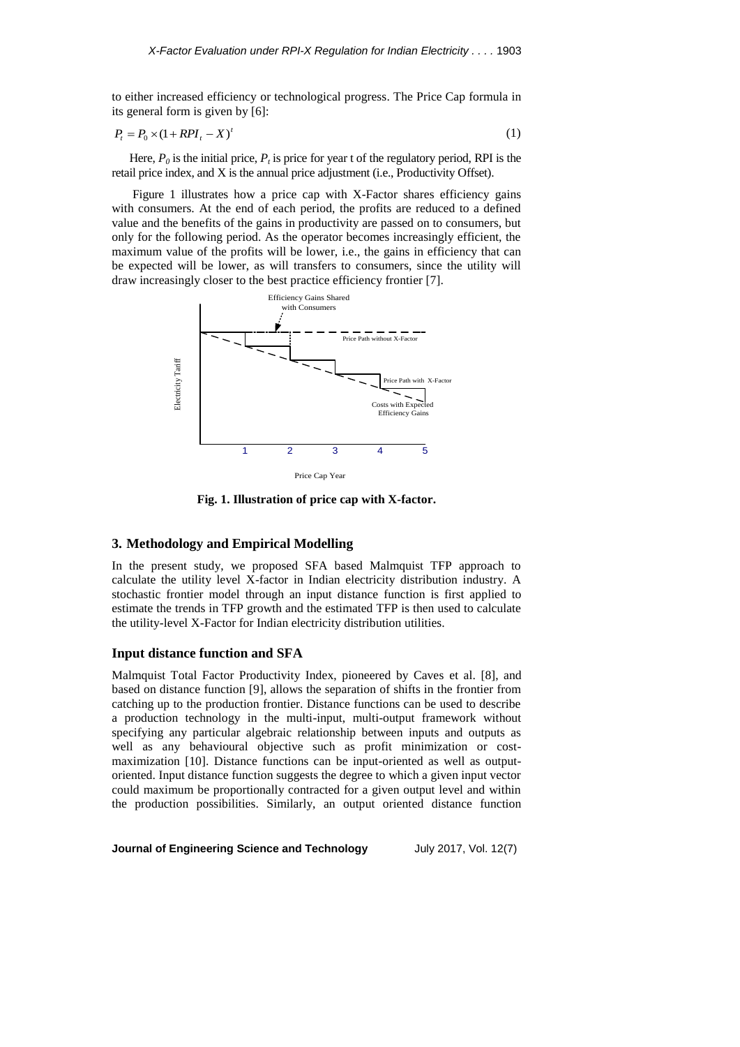to either increased efficiency or technological progress. The Price Cap formula in its general form is given by [6]:

$$P_t = P_0 \times (1 + RPI_t - X)^t \tag{1}$$

Here, $P_0$ is the initial price, $P_t$ is price for year t of the regulatory period, RPI is the retail price index, and X is the annual price adjustment (i.e., Productivity Offset).

Figure 1 illustrates how a price cap with X-Factor shares efficiency gains with consumers. At the end of each period, the profits are reduced to a defined value and the benefits of the gains in productivity are passed on to consumers, but only for the following period. As the operator becomes increasingly efficient, the maximum value of the profits will be lower, i.e., the gains in efficiency that can be expected will be lower, as will transfers to consumers, since the utility will draw increasingly closer to the best practice efficiency frontier [7].

**Fig. 1. Illustration of price cap with X-factor.**

## 3. Methodology and Empirical Modelling

In the present study, we proposed SFA based Malmquist TFP approach to calculate the utility level X-factor in Indian electricity distribution industry. A stochastic frontier model through an input distance function is first applied to estimate the trends in TFP growth and the estimated TFP is then used to calculate the utility-level X-Factor for Indian electricity distribution utilities.

### Input distance function and SFA

Malmquist Total Factor Productivity Index, pioneered by Caves et al. [8], and based on distance function [9], allows the separation of shifts in the frontier from catching up to the production frontier. Distance functions can be used to describe a production technology in the multi-input, multi-output framework without specifying any particular algebraic relationship between inputs and outputs as well as any behavioural objective such as profit minimization or cost-maximization [10]. Distance functions can be input-oriented as well as output-oriented. Input distance function suggests the degree to which a given input vector could maximum be proportionally contracted for a given output level and within the production possibilities. Similarly, an output oriented distance function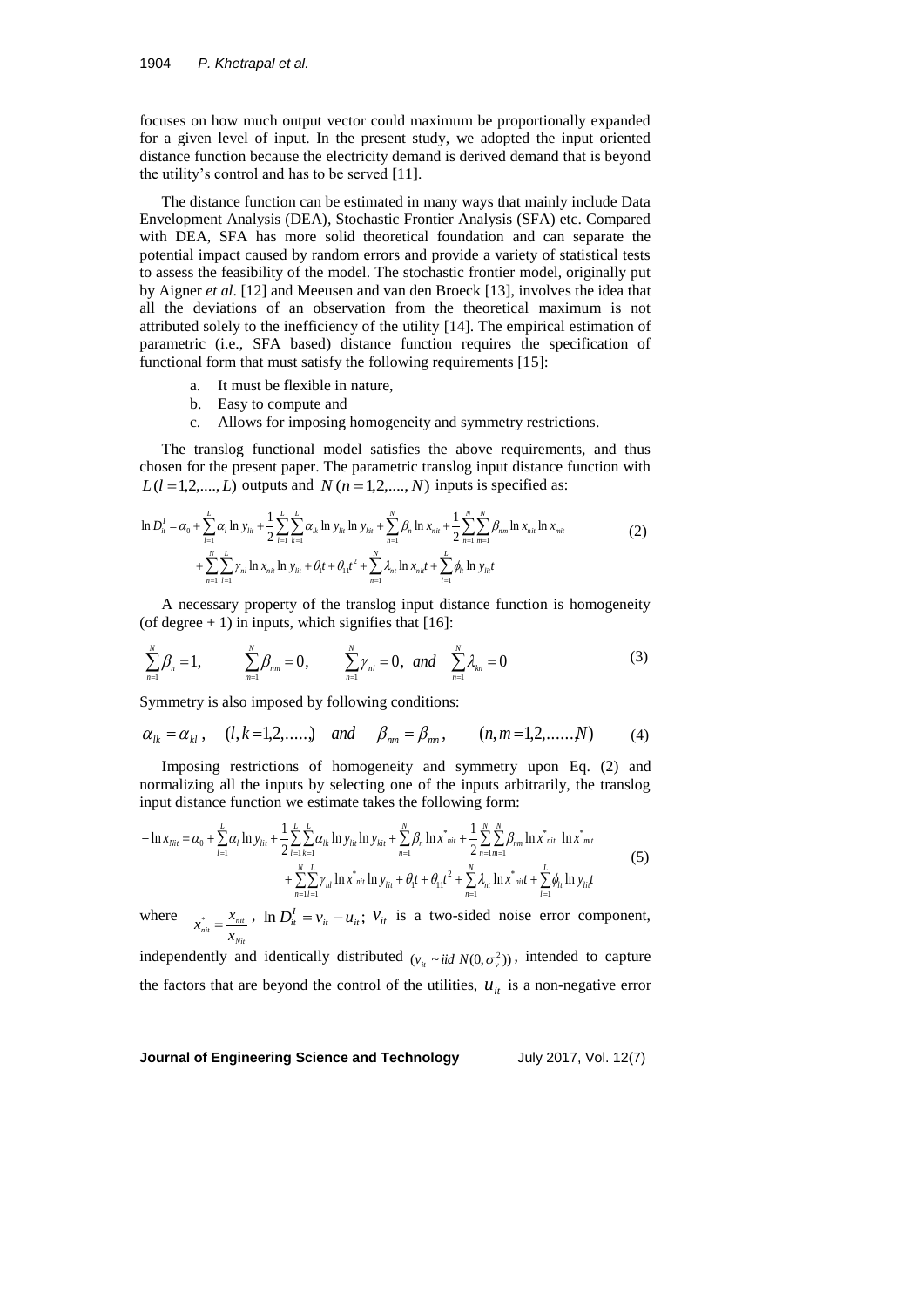focuses on how much output vector could maximum be proportionally expanded for a given level of input. In the present study, we adopted the input oriented distance function because the electricity demand is derived demand that is beyond the utility's control and has to be served [11].

The distance function can be estimated in many ways that mainly include Data Envelopment Analysis (DEA), Stochastic Frontier Analysis (SFA) etc. Compared with DEA, SFA has more solid theoretical foundation and can separate the potential impact caused by random errors and provide a variety of statistical tests to assess the feasibility of the model. The stochastic frontier model, originally put by Aigner *et al*. [12] and Meeusen and van den Broeck [13], involves the idea that all the deviations of an observation from the theoretical maximum is not attributed solely to the inefficiency of the utility [14]. The empirical estimation of parametric (i.e., SFA based) distance function requires the specification of functional form that must satisfy the following requirements [15]:

a. It must be flexible in nature,
b. Easy to compute and
c. Allows for imposing homogeneity and symmetry restrictions.

The translog functional model satisfies the above requirements, and thus chosen for the present paper. The parametric translog input distance function with $L\,(l=1,2,....,L)$ outputs and $N\,(n=1,2,....,N)$ inputs is specified as:

$$\ln D_{it}^{I} = \alpha_0 + \sum_{l=1}^{L}\alpha_l \ln y_{lit} + \frac{1}{2}\sum_{l=1}^{L}\sum_{k=1}^{L}\alpha_{lk}\ln y_{lit}\ln y_{kit} + \sum_{n=1}^{N}\beta_n \ln x_{nit} + \frac{1}{2}\sum_{n=1}^{N}\sum_{m=1}^{N}\beta_{nm}\ln x_{nit}\ln x_{mit}$$
$$+ \sum_{n=1}^{N}\sum_{l=1}^{L}\gamma_{nl}\ln x_{nit}\ln y_{lit} + \theta_1 t + \theta_{11}t^2 + \sum_{n=1}^{N}\lambda_{nt}\ln x_{nit}t + \sum_{l=1}^{L}\phi_{lt}\ln y_{lit}t \tag{2}$$

A necessary property of the translog input distance function is homogeneity (of degree + 1) in inputs, which signifies that [16]:

$$\sum_{n=1}^{N}\beta_n = 1, \qquad \sum_{m=1}^{N}\beta_{nm} = 0, \qquad \sum_{n=1}^{N}\gamma_{nl} = 0, \; and \quad \sum_{n=1}^{N}\lambda_{kn} = 0 \tag{3}$$

Symmetry is also imposed by following conditions:

$$\alpha_{lk} = \alpha_{kl}\,, \quad (l,k=1,2,.....) \quad and \quad \beta_{nm} = \beta_{mn}\,, \qquad (n,m=1,2,......,N) \tag{4}$$

Imposing restrictions of homogeneity and symmetry upon Eq. (2) and normalizing all the inputs by selecting one of the inputs arbitrarily, the translog input distance function we estimate takes the following form:

$$-\ln x_{Nit} = \alpha_0 + \sum_{l=1}^{L}\alpha_l \ln y_{lit} + \frac{1}{2}\sum_{l=1}^{L}\sum_{k=1}^{L}\alpha_{lk}\ln y_{lit}\ln y_{kit} + \sum_{n=1}^{N}\beta_n \ln x^{*}_{nit} + \frac{1}{2}\sum_{n=1}^{N}\sum_{m=1}^{N}\beta_{nm}\ln x^{*}_{nit}\,\ln x^{*}_{mit}$$
$$+ \sum_{n=1}^{N}\sum_{l=1}^{L}\gamma_{nl}\ln x^{*}_{nit}\ln y_{lit} + \theta_1 t + \theta_{11}t^2 + \sum_{n=1}^{N}\lambda_{nt}\ln x^{*}_{nit}t + \sum_{l=1}^{L}\phi_{lt}\ln y_{lit}t \tag{5}$$

where $x^{*}_{nit} = \frac{x_{nit}}{x_{Nit}}$, $\ln D_{it}^{I} = v_{it} - u_{it}$; $v_{it}$ is a two-sided noise error component, independently and identically distributed $(v_{it} \sim iid\; N(0,\sigma_v^2))$, intended to capture the factors that are beyond the control of the utilities, $u_{it}$ is a non-negative error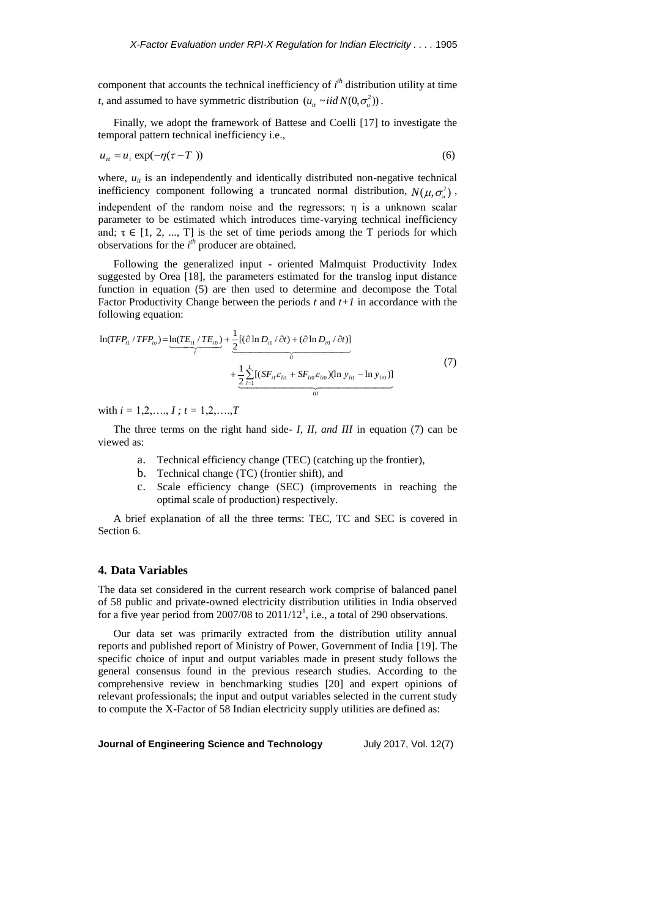component that accounts the technical inefficiency of $i^{th}$ distribution utility at time $t$, and assumed to have symmetric distribution $(u_{it} \sim iid\, N(0,\sigma_u^2))$.

Finally, we adopt the framework of Battese and Coelli [17] to investigate the temporal pattern technical inefficiency i.e.,

$$u_{it} = u_i \exp(-\eta(\tau - T\ )) \tag{6}$$

where, $u_{it}$ is an independently and identically distributed non-negative technical inefficiency component following a truncated normal distribution, $N(\mu,\sigma_u^2)$, independent of the random noise and the regressors; η is a unknown scalar parameter to be estimated which introduces time-varying technical inefficiency and; τ ∈ [1, 2, ..., T] is the set of time periods among the T periods for which observations for the $i^{th}$ producer are obtained.

Following the generalized input - oriented Malmquist Productivity Index suggested by Orea [18], the parameters estimated for the translog input distance function in equation (5) are then used to determine and decompose the Total Factor Productivity Change between the periods $t$ and $t+1$ in accordance with the following equation:

$$\ln(TFP_{i1}/TFP_{io}) = \underbrace{\ln(TE_{i1}/TE_{i0})}_{I} + \underbrace{\frac{1}{2}[(\partial \ln D_{i1}/\partial t) + (\partial \ln D_{i0}/\partial t)]}_{II} + \underbrace{\frac{1}{2}\sum_{l=1}^{L}[(SF_{i1}\varepsilon_{il1} + SF_{il0}\varepsilon_{il0})(\ln y_{li1} - \ln y_{li0})]}_{III} \tag{7}$$

with $i = 1,2,\ldots, I\ ;\ t = 1,2,\ldots,T$

The three terms on the right hand side- *I, II, and III* in equation (7) can be viewed as:

a. Technical efficiency change (TEC) (catching up the frontier),
b. Technical change (TC) (frontier shift), and
c. Scale efficiency change (SEC) (improvements in reaching the optimal scale of production) respectively.

A brief explanation of all the three terms: TEC, TC and SEC is covered in Section 6.

## 4. Data Variables

The data set considered in the current research work comprise of balanced panel of 58 public and private-owned electricity distribution utilities in India observed for a five year period from 2007/08 to 2011/12[1], i.e., a total of 290 observations.

Our data set was primarily extracted from the distribution utility annual reports and published report of Ministry of Power, Government of India [19]. The specific choice of input and output variables made in present study follows the general consensus found in the previous research studies. According to the comprehensive review in benchmarking studies [20] and expert opinions of relevant professionals; the input and output variables selected in the current study to compute the X-Factor of 58 Indian electricity supply utilities are defined as: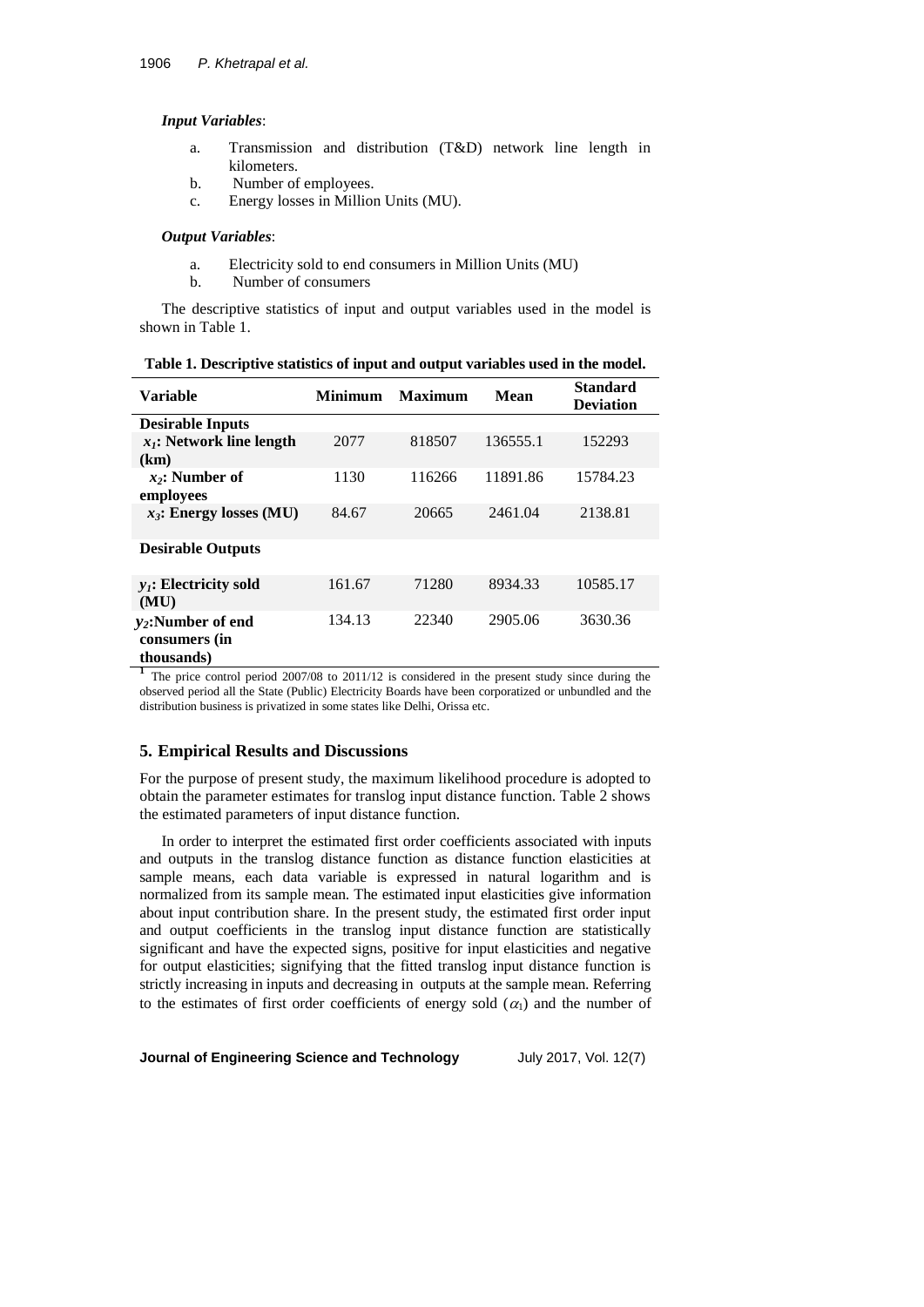***Input Variables***:

a. Transmission and distribution (T&D) network line length in kilometers.
b. Number of employees.
c. Energy losses in Million Units (MU).

***Output Variables***:

a. Electricity sold to end consumers in Million Units (MU)
b. Number of consumers

The descriptive statistics of input and output variables used in the model is shown in Table 1.

**Table 1. Descriptive statistics of input and output variables used in the model.**

| Variable | Minimum | Maximum | Mean | Standard Deviation |
|---|---|---|---|---|
| **Desirable Inputs** | | | | |
| $x_1$**: Network line length (km)** | 2077 | 818507 | 136555.1 | 152293 |
| $x_2$**: Number of employees** | 1130 | 116266 | 11891.86 | 15784.23 |
| $x_3$**: Energy losses (MU)** | 84.67 | 20665 | 2461.04 | 2138.81 |
| **Desirable Outputs** | | | | |
| $y_1$**: Electricity sold (MU)** | 161.67 | 71280 | 8934.33 | 10585.17 |
| $y_2$**:Number of end consumers (in thousands)** | 134.13 | 22340 | 2905.06 | 3630.36 |

[1] The price control period 2007/08 to 2011/12 is considered in the present study since during the observed period all the State (Public) Electricity Boards have been corporatized or unbundled and the distribution business is privatized in some states like Delhi, Orissa etc.

## 5. Empirical Results and Discussions

For the purpose of present study, the maximum likelihood procedure is adopted to obtain the parameter estimates for translog input distance function. Table 2 shows the estimated parameters of input distance function.

In order to interpret the estimated first order coefficients associated with inputs and outputs in the translog distance function as distance function elasticities at sample means, each data variable is expressed in natural logarithm and is normalized from its sample mean. The estimated input elasticities give information about input contribution share. In the present study, the estimated first order input and output coefficients in the translog input distance function are statistically significant and have the expected signs, positive for input elasticities and negative for output elasticities; signifying that the fitted translog input distance function is strictly increasing in inputs and decreasing in outputs at the sample mean. Referring to the estimates of first order coefficients of energy sold ($\alpha_1$) and the number of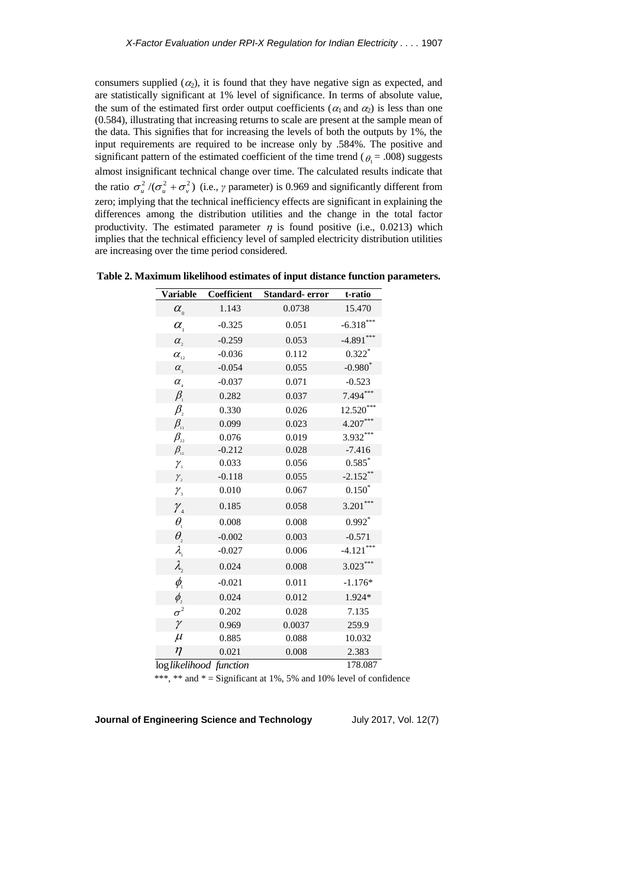consumers supplied ($\alpha_2$), it is found that they have negative sign as expected, and are statistically significant at 1% level of significance. In terms of absolute value, the sum of the estimated first order output coefficients ($\alpha_1$ and $\alpha_2$) is less than one (0.584), illustrating that increasing returns to scale are present at the sample mean of the data. This signifies that for increasing the levels of both the outputs by 1%, the input requirements are required to be increase only by .584%. The positive and significant pattern of the estimated coefficient of the time trend ($\theta_1$ = .008) suggests almost insignificant technical change over time. The calculated results indicate that the ratio $\sigma_u^2/(\sigma_u^2+\sigma_v^2)$ (i.e., $\gamma$ parameter) is 0.969 and significantly different from zero; implying that the technical inefficiency effects are significant in explaining the differences among the distribution utilities and the change in the total factor productivity. The estimated parameter $\eta$ is found positive (i.e., 0.0213) which implies that the technical efficiency level of sampled electricity distribution utilities are increasing over the time period considered.

**Table 2. Maximum likelihood estimates of input distance function parameters.**

| Variable | Coefficient | Standard- error | t-ratio |
|---|---|---|---|
| $\alpha_0$ | 1.143 | 0.0738 | 15.470 |
| $\alpha_1$ | -0.325 | 0.051 | -6.318*** |
| $\alpha_2$ | -0.259 | 0.053 | -4.891*** |
| $\alpha_{12}$ | -0.036 | 0.112 | 0.322* |
| $\alpha_3$ | -0.054 | 0.055 | -0.980* |
| $\alpha_4$ | -0.037 | 0.071 | -0.523 |
| $\beta_1$ | 0.282 | 0.037 | 7.494*** |
| $\beta_2$ | 0.330 | 0.026 | 12.520*** |
| $\beta_{11}$ | 0.099 | 0.023 | 4.207*** |
| $\beta_{22}$ | 0.076 | 0.019 | 3.932*** |
| $\beta_{12}$ | -0.212 | 0.028 | -7.416 |
| $\gamma_1$ | 0.033 | 0.056 | 0.585* |
| $\gamma_2$ | -0.118 | 0.055 | -2.152** |
| $\gamma_3$ | 0.010 | 0.067 | 0.150* |
| $\gamma_4$ | 0.185 | 0.058 | 3.201*** |
| $\theta_1$ | 0.008 | 0.008 | 0.992* |
| $\theta_2$ | -0.002 | 0.003 | -0.571 |
| $\lambda_1$ | -0.027 | 0.006 | -4.121*** |
| $\lambda_2$ | 0.024 | 0.008 | 3.023*** |
| $\phi_1$ | -0.021 | 0.011 | -1.176* |
| $\phi_2$ | 0.024 | 0.012 | 1.924* |
| $\sigma^2$ | 0.202 | 0.028 | 7.135 |
| $\gamma$ | 0.969 | 0.0037 | 259.9 |
| $\mu$ | 0.885 | 0.088 | 10.032 |
| $\eta$ | 0.021 | 0.008 | 2.383 |
| $\log$ *likelihood function* | | | 178.087 |

***, ** and * = Significant at 1%, 5% and 10% level of confidence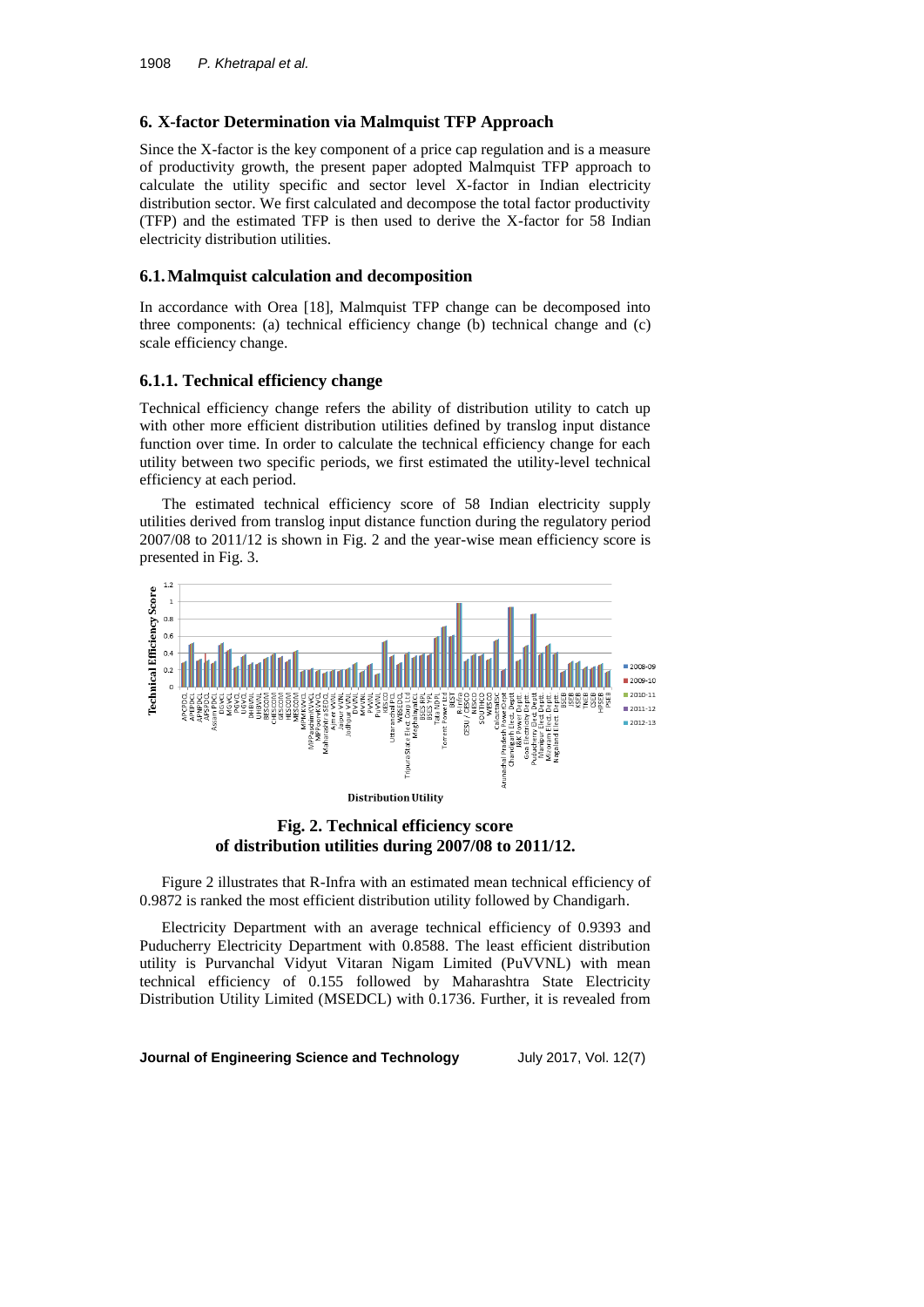## 6. X-factor Determination via Malmquist TFP Approach

Since the X-factor is the key component of a price cap regulation and is a measure of productivity growth, the present paper adopted Malmquist TFP approach to calculate the utility specific and sector level X-factor in Indian electricity distribution sector. We first calculated and decompose the total factor productivity (TFP) and the estimated TFP is then used to derive the X-factor for 58 Indian electricity distribution utilities.

### 6.1. Malmquist calculation and decomposition

In accordance with Orea [18], Malmquist TFP change can be decomposed into three components: (a) technical efficiency change (b) technical change and (c) scale efficiency change.

#### 6.1.1. Technical efficiency change

Technical efficiency change refers the ability of distribution utility to catch up with other more efficient distribution utilities defined by translog input distance function over time. In order to calculate the technical efficiency change for each utility between two specific periods, we first estimated the utility-level technical efficiency at each period.

The estimated technical efficiency score of 58 Indian electricity supply utilities derived from translog input distance function during the regulatory period 2007/08 to 2011/12 is shown in Fig. 2 and the year-wise mean efficiency score is presented in Fig. 3.

**Fig. 2. Technical efficiency score of distribution utilities during 2007/08 to 2011/12.**

Figure 2 illustrates that R-Infra with an estimated mean technical efficiency of 0.9872 is ranked the most efficient distribution utility followed by Chandigarh.

Electricity Department with an average technical efficiency of 0.9393 and Puducherry Electricity Department with 0.8588. The least efficient distribution utility is Purvanchal Vidyut Vitaran Nigam Limited (PuVVNL) with mean technical efficiency of 0.155 followed by Maharashtra State Electricity Distribution Utility Limited (MSEDCL) with 0.1736. Further, it is revealed from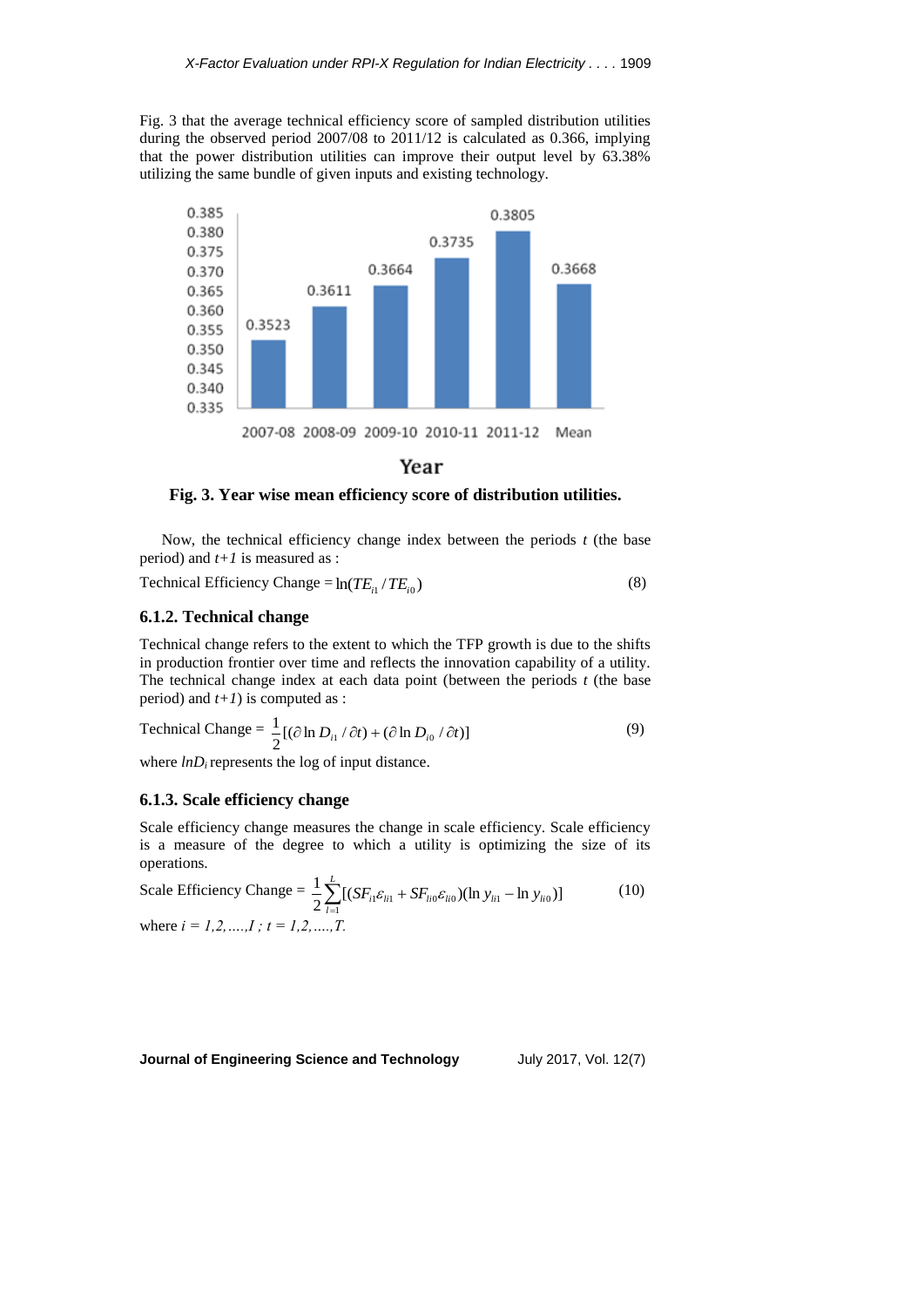Fig. 3 that the average technical efficiency score of sampled distribution utilities during the observed period 2007/08 to 2011/12 is calculated as 0.366, implying that the power distribution utilities can improve their output level by 63.38% utilizing the same bundle of given inputs and existing technology.

**Fig. 3. Year wise mean efficiency score of distribution utilities.**

Now, the technical efficiency change index between the periods $t$ (the base period) and $t+1$ is measured as :

$$\text{Technical Efficiency Change} = \ln(TE_{i1} / TE_{i0}) \tag{8}$$

### 6.1.2. Technical change

Technical change refers to the extent to which the TFP growth is due to the shifts in production frontier over time and reflects the innovation capability of a utility. The technical change index at each data point (between the periods $t$ (the base period) and $t+1$) is computed as :

$$\text{Technical Change} = \frac{1}{2}[(\partial \ln D_{i1} / \partial t) + (\partial \ln D_{i0} / \partial t)] \tag{9}$$

where $lnD_i$ represents the log of input distance.

### 6.1.3. Scale efficiency change

Scale efficiency change measures the change in scale efficiency. Scale efficiency is a measure of the degree to which a utility is optimizing the size of its operations.

$$\text{Scale Efficiency Change} = \frac{1}{2}\sum_{l=1}^{L}[(SF_{i1}\varepsilon_{li1} + SF_{li0}\varepsilon_{li0})(\ln y_{li1} - \ln y_{li0})] \tag{10}$$

where $i = 1,2,....,I$ ; $t = 1,2,....,T$.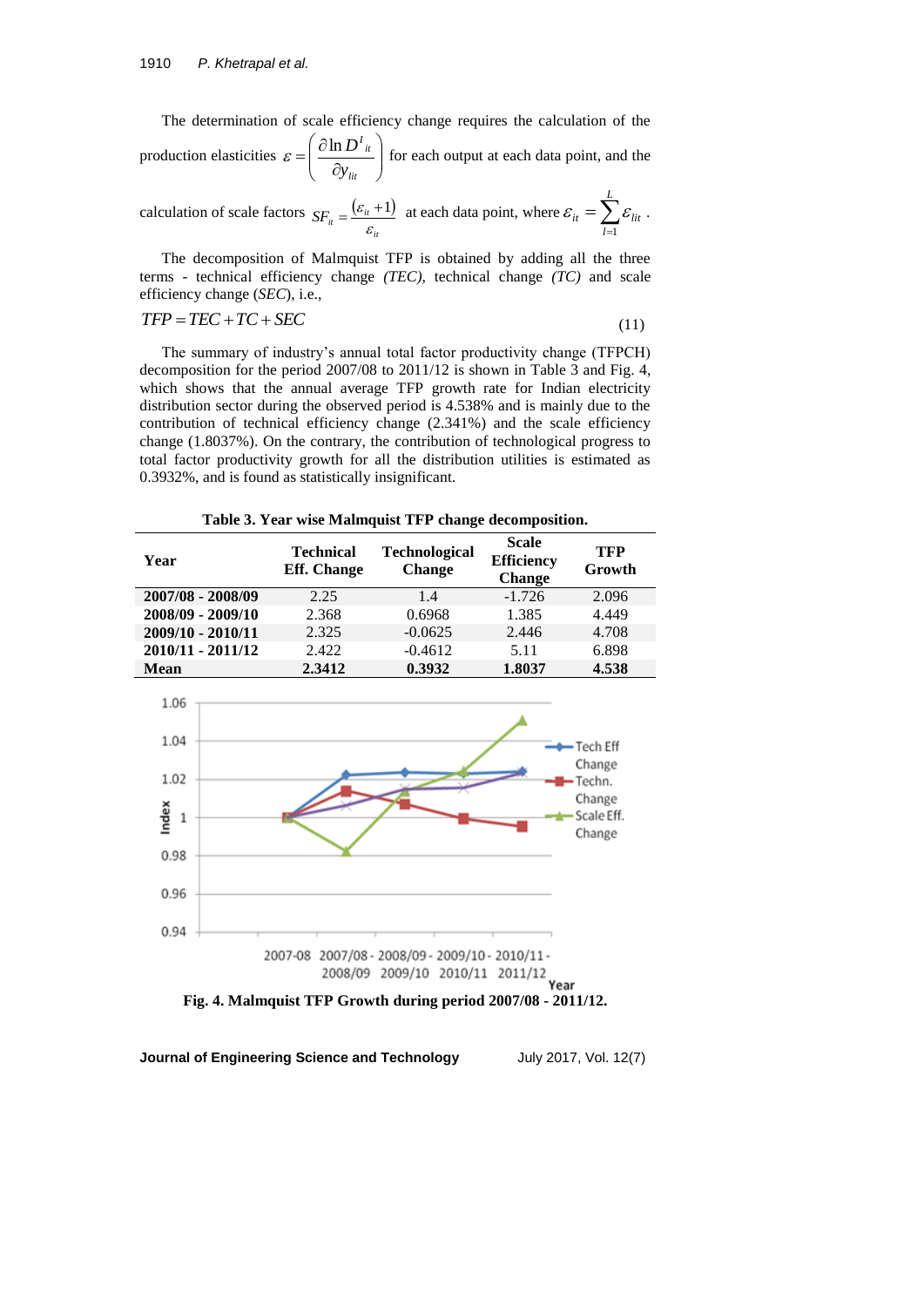The determination of scale efficiency change requires the calculation of the production elasticities $\varepsilon = \left( \frac{\partial \ln D^I{}_{it}}{\partial y_{lit}} \right)$ for each output at each data point, and the calculation of scale factors $SF_{it} = \frac{(\varepsilon_{it} + 1)}{\varepsilon_{it}}$ at each data point, where $\varepsilon_{it} = \sum_{l=1}^{L} \varepsilon_{lit}$.

The decomposition of Malmquist TFP is obtained by adding all the three terms - technical efficiency change *(TEC)*, technical change *(TC)* and scale efficiency change (*SEC*), i.e.,

$$TFP = TEC + TC + SEC \tag{11}$$

The summary of industry's annual total factor productivity change (TFPCH) decomposition for the period 2007/08 to 2011/12 is shown in Table 3 and Fig. 4, which shows that the annual average TFP growth rate for Indian electricity distribution sector during the observed period is 4.538% and is mainly due to the contribution of technical efficiency change (2.341%) and the scale efficiency change (1.8037%). On the contrary, the contribution of technological progress to total factor productivity growth for all the distribution utilities is estimated as 0.3932%, and is found as statistically insignificant.

**Table 3. Year wise Malmquist TFP change decomposition.**

| Year | Technical Eff. Change | Technological Change | Scale Efficiency Change | TFP Growth |
|---|---|---|---|---|
| **2007/08 - 2008/09** | 2.25 | 1.4 | -1.726 | 2.096 |
| **2008/09 - 2009/10** | 2.368 | 0.6968 | 1.385 | 4.449 |
| **2009/10 - 2010/11** | 2.325 | -0.0625 | 2.446 | 4.708 |
| **2010/11 - 2011/12** | 2.422 | -0.4612 | 5.11 | 6.898 |
| **Mean** | **2.3412** | **0.3932** | **1.8037** | **4.538** |

**Fig. 4. Malmquist TFP Growth during period 2007/08 - 2011/12.**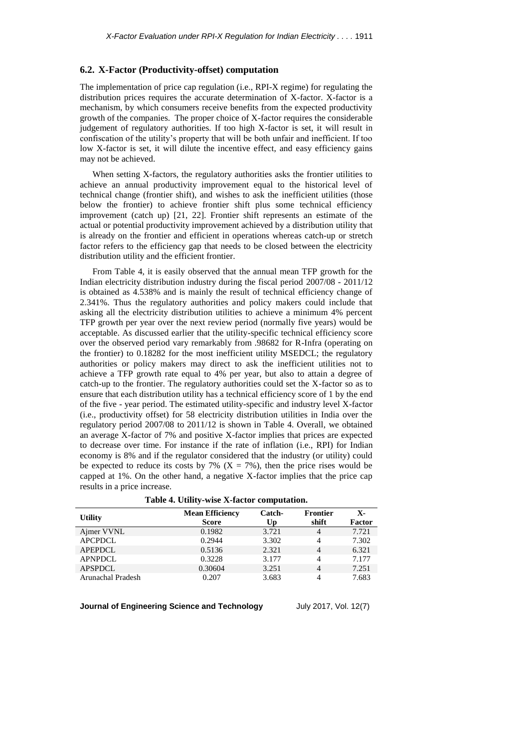### 6.2. X-Factor (Productivity-offset) computation

The implementation of price cap regulation (i.e., RPI-X regime) for regulating the distribution prices requires the accurate determination of X-factor. X-factor is a mechanism, by which consumers receive benefits from the expected productivity growth of the companies. The proper choice of X-factor requires the considerable judgement of regulatory authorities. If too high X-factor is set, it will result in confiscation of the utility's property that will be both unfair and inefficient. If too low X-factor is set, it will dilute the incentive effect, and easy efficiency gains may not be achieved.

When setting X-factors, the regulatory authorities asks the frontier utilities to achieve an annual productivity improvement equal to the historical level of technical change (frontier shift), and wishes to ask the inefficient utilities (those below the frontier) to achieve frontier shift plus some technical efficiency improvement (catch up) [21, 22]. Frontier shift represents an estimate of the actual or potential productivity improvement achieved by a distribution utility that is already on the frontier and efficient in operations whereas catch-up or stretch factor refers to the efficiency gap that needs to be closed between the electricity distribution utility and the efficient frontier.

From Table 4, it is easily observed that the annual mean TFP growth for the Indian electricity distribution industry during the fiscal period 2007/08 - 2011/12 is obtained as 4.538% and is mainly the result of technical efficiency change of 2.341%. Thus the regulatory authorities and policy makers could include that asking all the electricity distribution utilities to achieve a minimum 4% percent TFP growth per year over the next review period (normally five years) would be acceptable. As discussed earlier that the utility-specific technical efficiency score over the observed period vary remarkably from .98682 for R-Infra (operating on the frontier) to 0.18282 for the most inefficient utility MSEDCL; the regulatory authorities or policy makers may direct to ask the inefficient utilities not to achieve a TFP growth rate equal to 4% per year, but also to attain a degree of catch-up to the frontier. The regulatory authorities could set the X-factor so as to ensure that each distribution utility has a technical efficiency score of 1 by the end of the five - year period. The estimated utility-specific and industry level X-factor (i.e., productivity offset) for 58 electricity distribution utilities in India over the regulatory period 2007/08 to 2011/12 is shown in Table 4. Overall, we obtained an average X-factor of 7% and positive X-factor implies that prices are expected to decrease over time. For instance if the rate of inflation (i.e., RPI) for Indian economy is 8% and if the regulator considered that the industry (or utility) could be expected to reduce its costs by 7% (X = 7%), then the price rises would be capped at 1%. On the other hand, a negative X-factor implies that the price cap results in a price increase.

**Table 4. Utility-wise X-factor computation.**

| Utility | Mean Efficiency Score | Catch-Up | Frontier shift | X-Factor |
|---|---|---|---|---|
| Ajmer VVNL | 0.1982 | 3.721 | 4 | 7.721 |
| APCPDCL | 0.2944 | 3.302 | 4 | 7.302 |
| APEPDCL | 0.5136 | 2.321 | 4 | 6.321 |
| APNPDCL | 0.3228 | 3.177 | 4 | 7.177 |
| APSPDCL | 0.30604 | 3.251 | 4 | 7.251 |
| Arunachal Pradesh | 0.207 | 3.683 | 4 | 7.683 |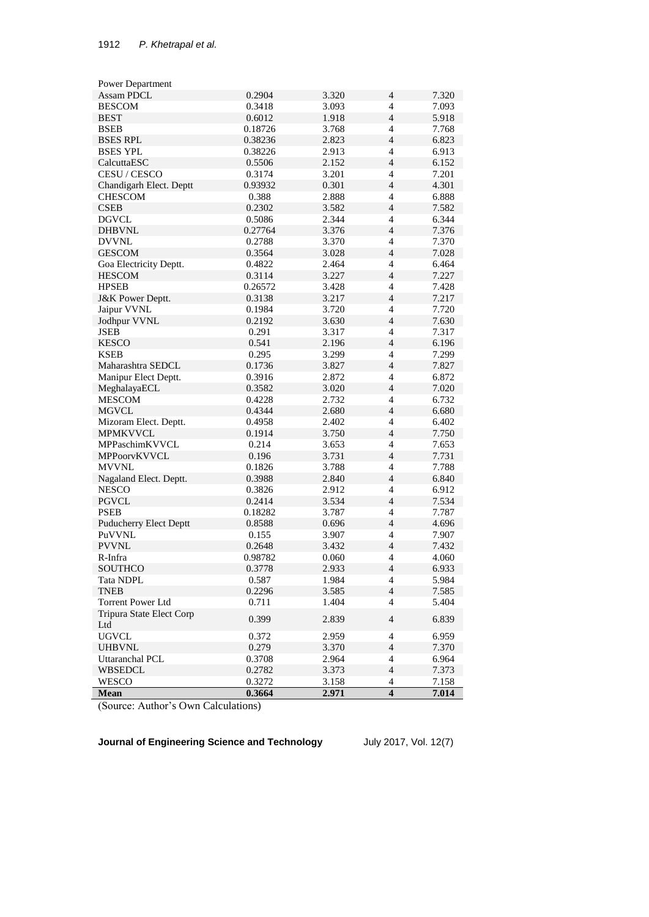| | | | | |
|---|---|---|---|---|
| Power Department | | | | |
| Assam PDCL | 0.2904 | 3.320 | 4 | 7.320 |
| BESCOM | 0.3418 | 3.093 | 4 | 7.093 |
| BEST | 0.6012 | 1.918 | 4 | 5.918 |
| BSEB | 0.18726 | 3.768 | 4 | 7.768 |
| BSES RPL | 0.38236 | 2.823 | 4 | 6.823 |
| BSES YPL | 0.38226 | 2.913 | 4 | 6.913 |
| CalcuttaESC | 0.5506 | 2.152 | 4 | 6.152 |
| CESU / CESCO | 0.3174 | 3.201 | 4 | 7.201 |
| Chandigarh Elect. Deptt | 0.93932 | 0.301 | 4 | 4.301 |
| CHESCOM | 0.388 | 2.888 | 4 | 6.888 |
| CSEB | 0.2302 | 3.582 | 4 | 7.582 |
| DGVCL | 0.5086 | 2.344 | 4 | 6.344 |
| DHBVNL | 0.27764 | 3.376 | 4 | 7.376 |
| DVVNL | 0.2788 | 3.370 | 4 | 7.370 |
| GESCOM | 0.3564 | 3.028 | 4 | 7.028 |
| Goa Electricity Deptt. | 0.4822 | 2.464 | 4 | 6.464 |
| HESCOM | 0.3114 | 3.227 | 4 | 7.227 |
| HPSEB | 0.26572 | 3.428 | 4 | 7.428 |
| J&K Power Deptt. | 0.3138 | 3.217 | 4 | 7.217 |
| Jaipur VVNL | 0.1984 | 3.720 | 4 | 7.720 |
| Jodhpur VVNL | 0.2192 | 3.630 | 4 | 7.630 |
| JSEB | 0.291 | 3.317 | 4 | 7.317 |
| KESCO | 0.541 | 2.196 | 4 | 6.196 |
| KSEB | 0.295 | 3.299 | 4 | 7.299 |
| Maharashtra SEDCL | 0.1736 | 3.827 | 4 | 7.827 |
| Manipur Elect Deptt. | 0.3916 | 2.872 | 4 | 6.872 |
| MeghalayaECL | 0.3582 | 3.020 | 4 | 7.020 |
| MESCOM | 0.4228 | 2.732 | 4 | 6.732 |
| MGVCL | 0.4344 | 2.680 | 4 | 6.680 |
| Mizoram Elect. Deptt. | 0.4958 | 2.402 | 4 | 6.402 |
| MPMKVVCL | 0.1914 | 3.750 | 4 | 7.750 |
| MPPaschimKVVCL | 0.214 | 3.653 | 4 | 7.653 |
| MPPoorvKVVCL | 0.196 | 3.731 | 4 | 7.731 |
| MVVNL | 0.1826 | 3.788 | 4 | 7.788 |
| Nagaland Elect. Deptt. | 0.3988 | 2.840 | 4 | 6.840 |
| NESCO | 0.3826 | 2.912 | 4 | 6.912 |
| PGVCL | 0.2414 | 3.534 | 4 | 7.534 |
| PSEB | 0.18282 | 3.787 | 4 | 7.787 |
| Puducherry Elect Deptt | 0.8588 | 0.696 | 4 | 4.696 |
| PuVVNL | 0.155 | 3.907 | 4 | 7.907 |
| PVVNL | 0.2648 | 3.432 | 4 | 7.432 |
| R-Infra | 0.98782 | 0.060 | 4 | 4.060 |
| SOUTHCO | 0.3778 | 2.933 | 4 | 6.933 |
| Tata NDPL | 0.587 | 1.984 | 4 | 5.984 |
| TNEB | 0.2296 | 3.585 | 4 | 7.585 |
| Torrent Power Ltd | 0.711 | 1.404 | 4 | 5.404 |
| Tripura State Elect Corp Ltd | 0.399 | 2.839 | 4 | 6.839 |
| UGVCL | 0.372 | 2.959 | 4 | 6.959 |
| UHBVNL | 0.279 | 3.370 | 4 | 7.370 |
| Uttaranchal PCL | 0.3708 | 2.964 | 4 | 6.964 |
| WBSEDCL | 0.2782 | 3.373 | 4 | 7.373 |
| WESCO | 0.3272 | 3.158 | 4 | 7.158 |
| **Mean** | **0.3664** | **2.971** | **4** | **7.014** |

(Source: Author's Own Calculations)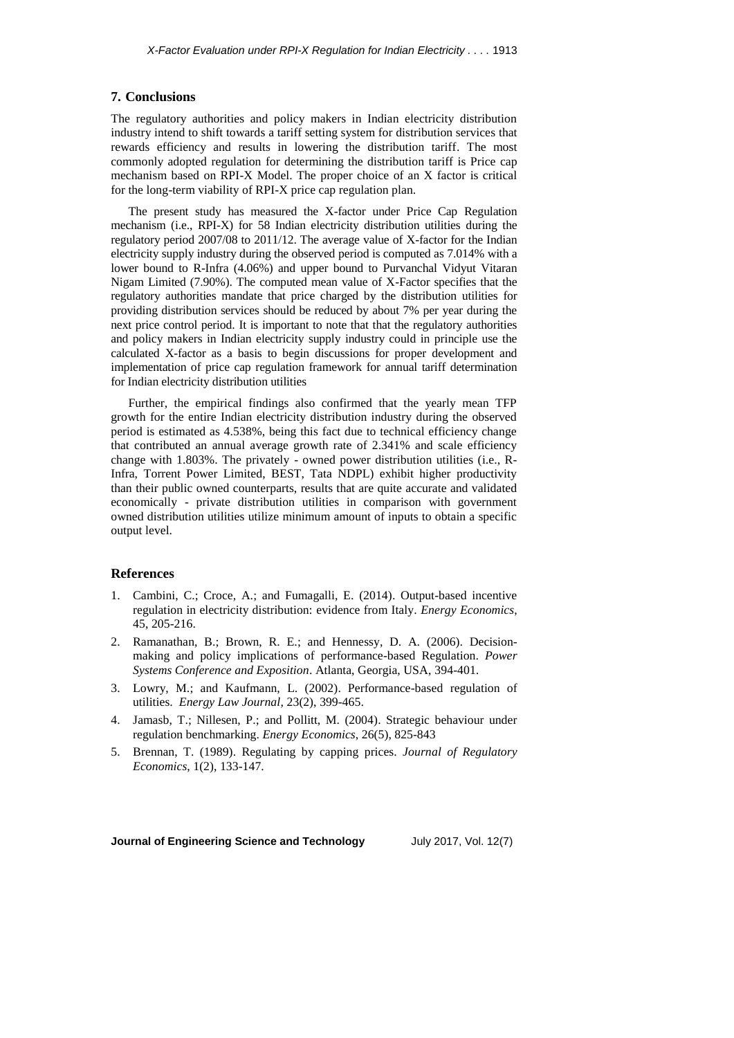## 7. Conclusions

The regulatory authorities and policy makers in Indian electricity distribution industry intend to shift towards a tariff setting system for distribution services that rewards efficiency and results in lowering the distribution tariff. The most commonly adopted regulation for determining the distribution tariff is Price cap mechanism based on RPI-X Model. The proper choice of an X factor is critical for the long-term viability of RPI-X price cap regulation plan.

The present study has measured the X-factor under Price Cap Regulation mechanism (i.e., RPI-X) for 58 Indian electricity distribution utilities during the regulatory period 2007/08 to 2011/12. The average value of X-factor for the Indian electricity supply industry during the observed period is computed as 7.014% with a lower bound to R-Infra (4.06%) and upper bound to Purvanchal Vidyut Vitaran Nigam Limited (7.90%). The computed mean value of X-Factor specifies that the regulatory authorities mandate that price charged by the distribution utilities for providing distribution services should be reduced by about 7% per year during the next price control period. It is important to note that that the regulatory authorities and policy makers in Indian electricity supply industry could in principle use the calculated X-factor as a basis to begin discussions for proper development and implementation of price cap regulation framework for annual tariff determination for Indian electricity distribution utilities

Further, the empirical findings also confirmed that the yearly mean TFP growth for the entire Indian electricity distribution industry during the observed period is estimated as 4.538%, being this fact due to technical efficiency change that contributed an annual average growth rate of 2.341% and scale efficiency change with 1.803%. The privately - owned power distribution utilities (i.e., R-Infra, Torrent Power Limited, BEST, Tata NDPL) exhibit higher productivity than their public owned counterparts, results that are quite accurate and validated economically - private distribution utilities in comparison with government owned distribution utilities utilize minimum amount of inputs to obtain a specific output level.

## References

1. Cambini, C.; Croce, A.; and Fumagalli, E. (2014). Output-based incentive regulation in electricity distribution: evidence from Italy. *Energy Economics*, 45, 205-216.
2. Ramanathan, B.; Brown, R. E.; and Hennessy, D. A. (2006). Decision-making and policy implications of performance-based Regulation. *Power Systems Conference and Exposition*. Atlanta, Georgia, USA, 394-401.
3. Lowry, M.; and Kaufmann, L. (2002). Performance-based regulation of utilities. *Energy Law Journal*, 23(2), 399-465.
4. Jamasb, T.; Nillesen, P.; and Pollitt, M. (2004). Strategic behaviour under regulation benchmarking. *Energy Economics*, 26(5), 825-843
5. Brennan, T. (1989). Regulating by capping prices. *Journal of Regulatory Economics*, 1(2), 133-147.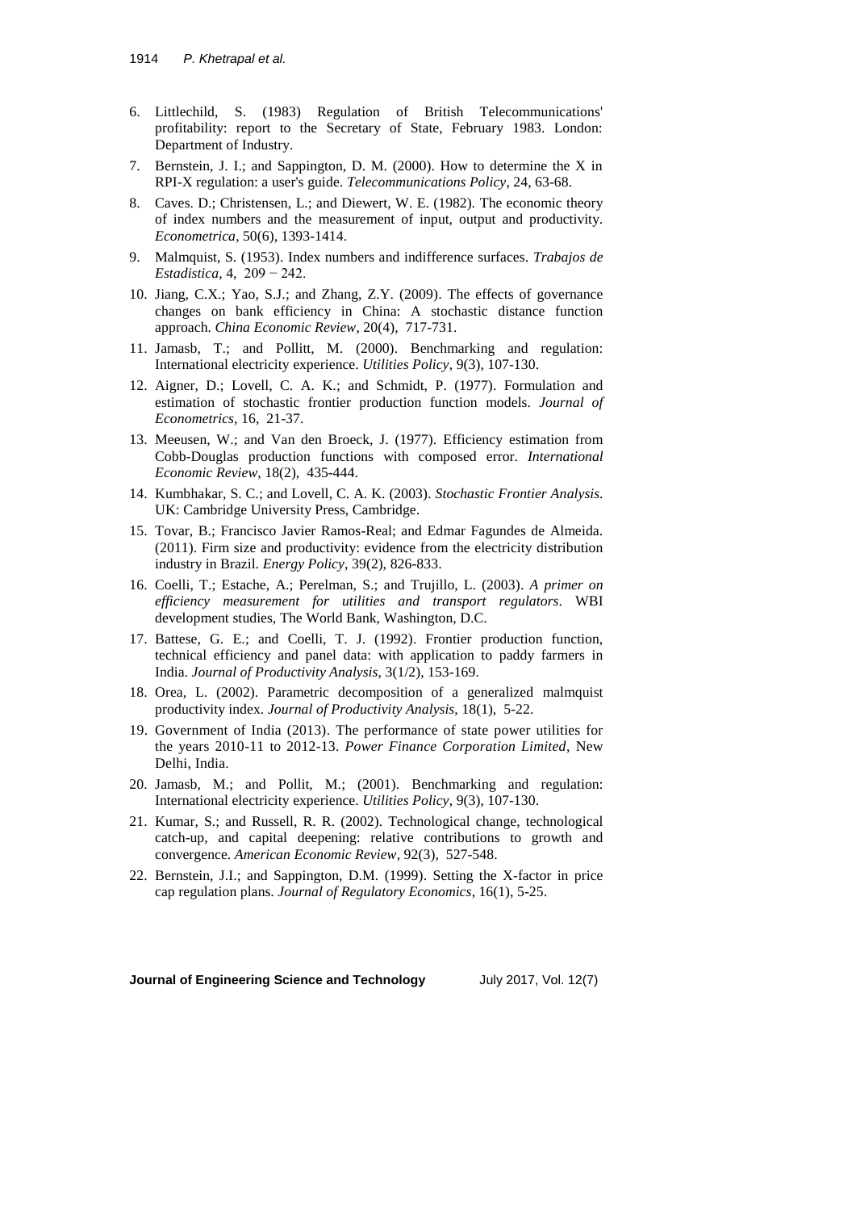6. Littlechild, S. (1983) Regulation of British Telecommunications' profitability: report to the Secretary of State, February 1983. London: Department of Industry.
7. Bernstein, J. I.; and Sappington, D. M. (2000). How to determine the X in RPI-X regulation: a user's guide. *Telecommunications Policy*, 24, 63-68.
8. Caves. D.; Christensen, L.; and Diewert, W. E. (1982). The economic theory of index numbers and the measurement of input, output and productivity. *Econometrica*, 50(6), 1393-1414.
9. Malmquist, S. (1953). Index numbers and indifference surfaces. *Trabajos de Estadistica*, 4, 209 − 242.
10. Jiang, C.X.; Yao, S.J.; and Zhang, Z.Y. (2009). The effects of governance changes on bank efficiency in China: A stochastic distance function approach. *China Economic Review*, 20(4), 717-731.
11. Jamasb, T.; and Pollitt, M. (2000). Benchmarking and regulation: International electricity experience. *Utilities Policy*, 9(3), 107-130.
12. Aigner, D.; Lovell, C. A. K.; and Schmidt, P. (1977). Formulation and estimation of stochastic frontier production function models. *Journal of Econometrics*, 16, 21-37.
13. Meeusen, W.; and Van den Broeck, J. (1977). Efficiency estimation from Cobb-Douglas production functions with composed error. *International Economic Review*, 18(2), 435-444.
14. Kumbhakar, S. C.; and Lovell, C. A. K. (2003). *Stochastic Frontier Analysis*. UK: Cambridge University Press, Cambridge.
15. Tovar, B.; Francisco Javier Ramos-Real; and Edmar Fagundes de Almeida. (2011). Firm size and productivity: evidence from the electricity distribution industry in Brazil. *Energy Policy*, 39(2), 826-833.
16. Coelli, T.; Estache, A.; Perelman, S.; and Trujillo, L. (2003). *A primer on efficiency measurement for utilities and transport regulators*. WBI development studies, The World Bank, Washington, D.C.
17. Battese, G. E.; and Coelli, T. J. (1992). Frontier production function, technical efficiency and panel data: with application to paddy farmers in India. *Journal of Productivity Analysis*, 3(1/2), 153-169.
18. Orea, L. (2002). Parametric decomposition of a generalized malmquist productivity index. *Journal of Productivity Analysis*, 18(1), 5-22.
19. Government of India (2013). The performance of state power utilities for the years 2010-11 to 2012-13. *Power Finance Corporation Limited*, New Delhi, India.
20. Jamasb, M.; and Pollit, M.; (2001). Benchmarking and regulation: International electricity experience. *Utilities Policy*, 9(3), 107-130.
21. Kumar, S.; and Russell, R. R. (2002). Technological change, technological catch-up, and capital deepening: relative contributions to growth and convergence. *American Economic Review*, 92(3), 527-548.
22. Bernstein, J.I.; and Sappington, D.M. (1999). Setting the X-factor in price cap regulation plans. *Journal of Regulatory Economics*, 16(1), 5-25.